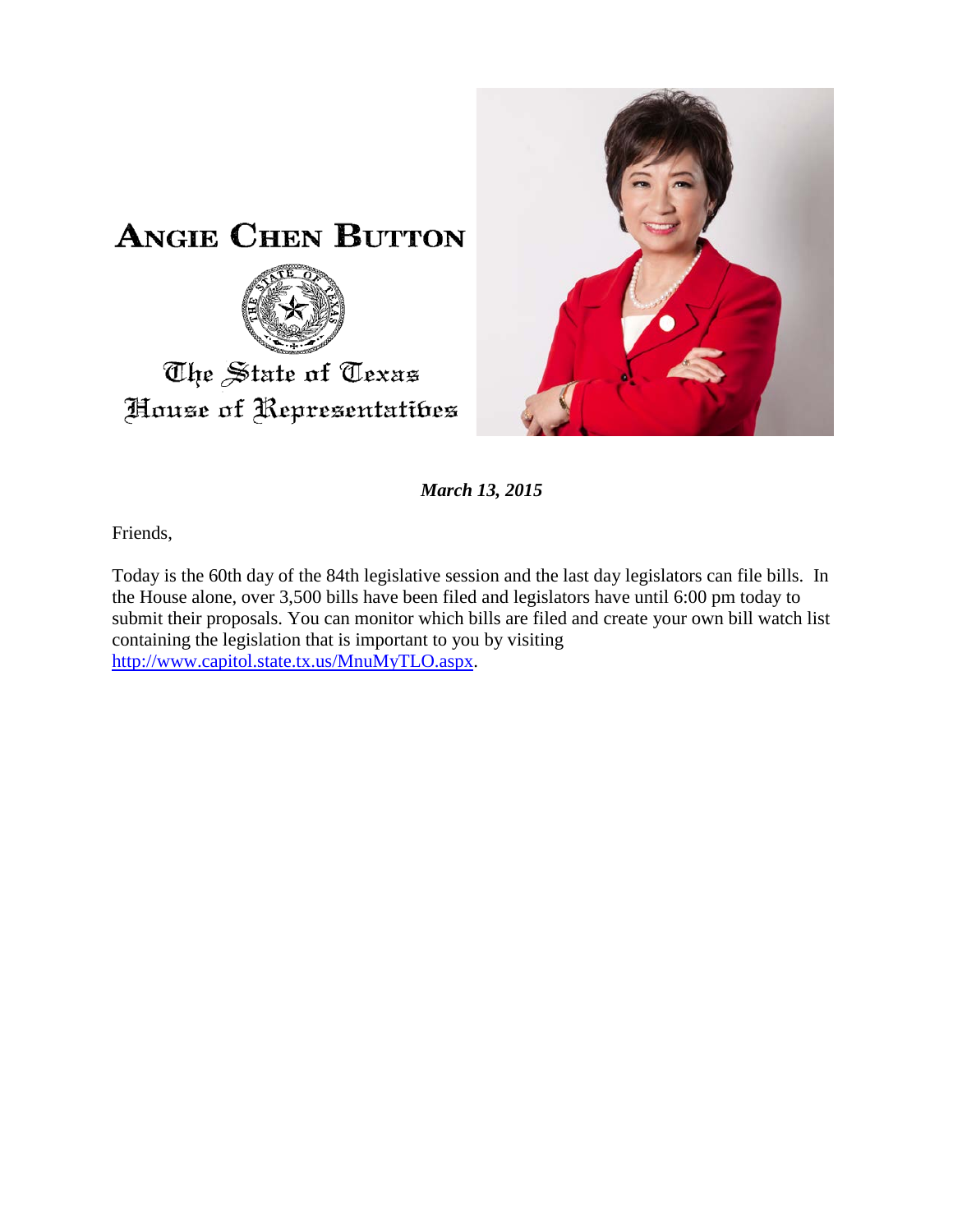# ANGIE CHEN BUTTON

The State of Texas
House of Representatives

***March 13, 2015***

Friends,

Today is the 60th day of the 84th legislative session and the last day legislators can file bills. In the House alone, over 3,500 bills have been filed and legislators have until 6:00 pm today to submit their proposals. You can monitor which bills are filed and create your own bill watch list containing the legislation that is important to you by visiting http://www.capitol.state.tx.us/MnuMyTLO.aspx.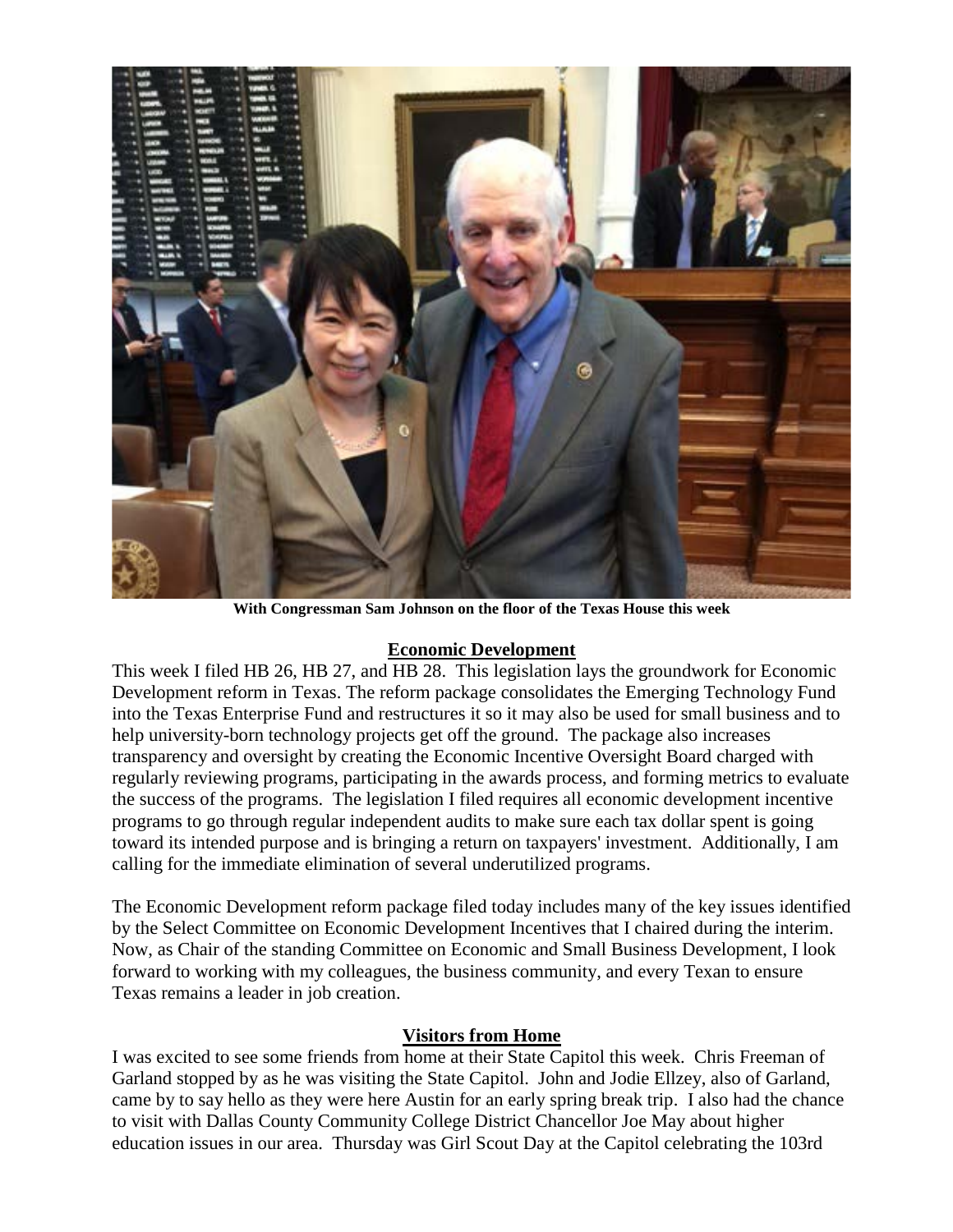**With Congressman Sam Johnson on the floor of the Texas House this week**

## Economic Development

This week I filed HB 26, HB 27, and HB 28. This legislation lays the groundwork for Economic Development reform in Texas. The reform package consolidates the Emerging Technology Fund into the Texas Enterprise Fund and restructures it so it may also be used for small business and to help university-born technology projects get off the ground. The package also increases transparency and oversight by creating the Economic Incentive Oversight Board charged with regularly reviewing programs, participating in the awards process, and forming metrics to evaluate the success of the programs. The legislation I filed requires all economic development incentive programs to go through regular independent audits to make sure each tax dollar spent is going toward its intended purpose and is bringing a return on taxpayers' investment. Additionally, I am calling for the immediate elimination of several underutilized programs.

The Economic Development reform package filed today includes many of the key issues identified by the Select Committee on Economic Development Incentives that I chaired during the interim. Now, as Chair of the standing Committee on Economic and Small Business Development, I look forward to working with my colleagues, the business community, and every Texan to ensure Texas remains a leader in job creation.

## Visitors from Home

I was excited to see some friends from home at their State Capitol this week. Chris Freeman of Garland stopped by as he was visiting the State Capitol. John and Jodie Ellzey, also of Garland, came by to say hello as they were here Austin for an early spring break trip. I also had the chance to visit with Dallas County Community College District Chancellor Joe May about higher education issues in our area. Thursday was Girl Scout Day at the Capitol celebrating the 103rd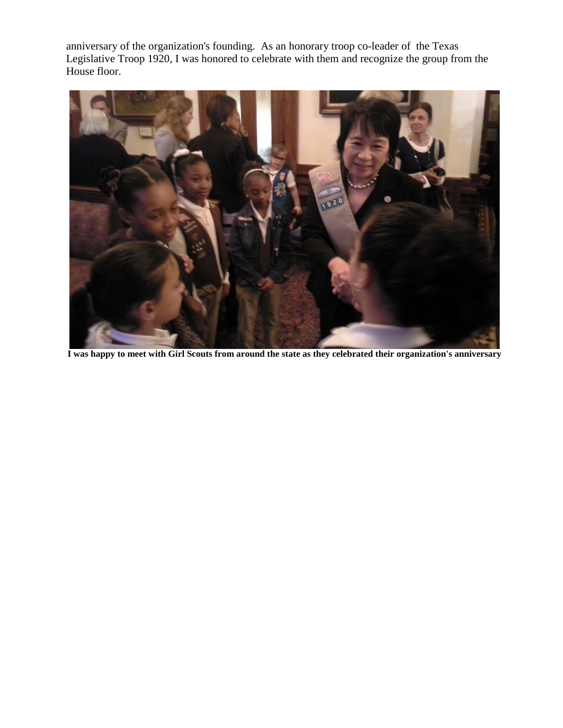anniversary of the organization's founding. As an honorary troop co-leader of the Texas Legislative Troop 1920, I was honored to celebrate with them and recognize the group from the House floor.

**I was happy to meet with Girl Scouts from around the state as they celebrated their organization's anniversary**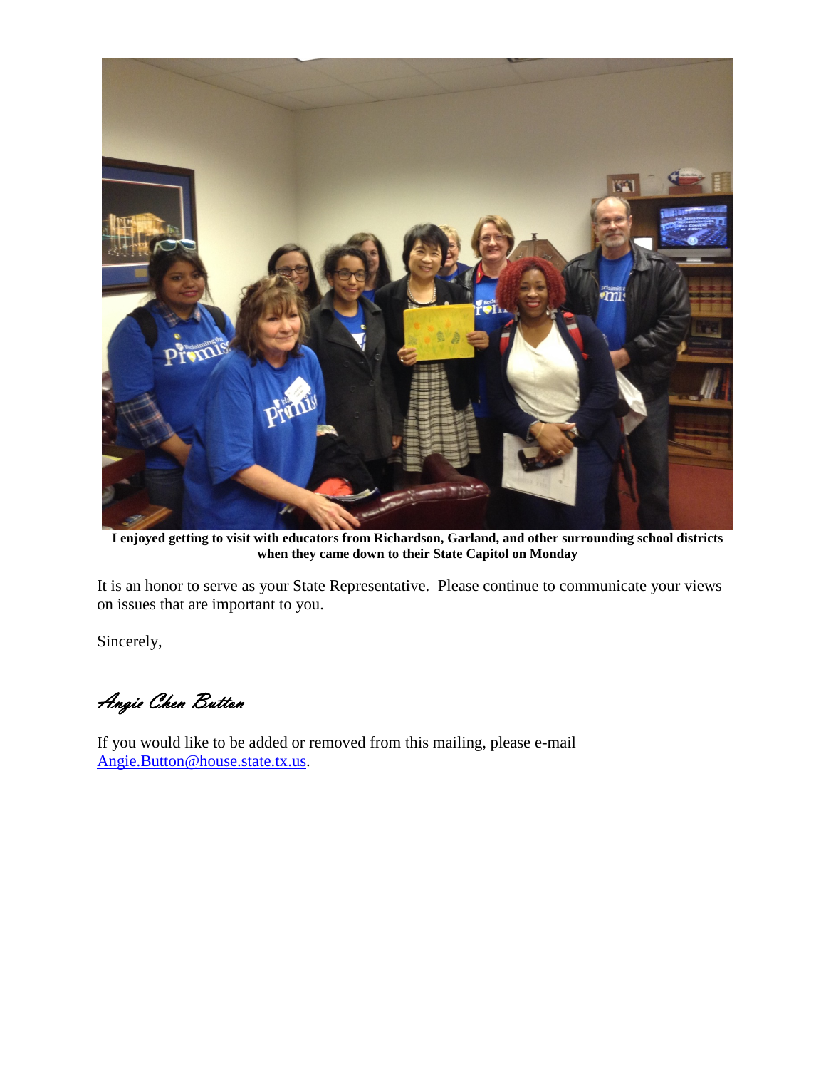**I enjoyed getting to visit with educators from Richardson, Garland, and other surrounding school districts when they came down to their State Capitol on Monday**

It is an honor to serve as your State Representative. Please continue to communicate your views on issues that are important to you.

Sincerely,

*Angie Chen Button*

If you would like to be added or removed from this mailing, please e-mail [Angie.Button@house.state.tx.us](mailto:Angie.Button@house.state.tx.us).